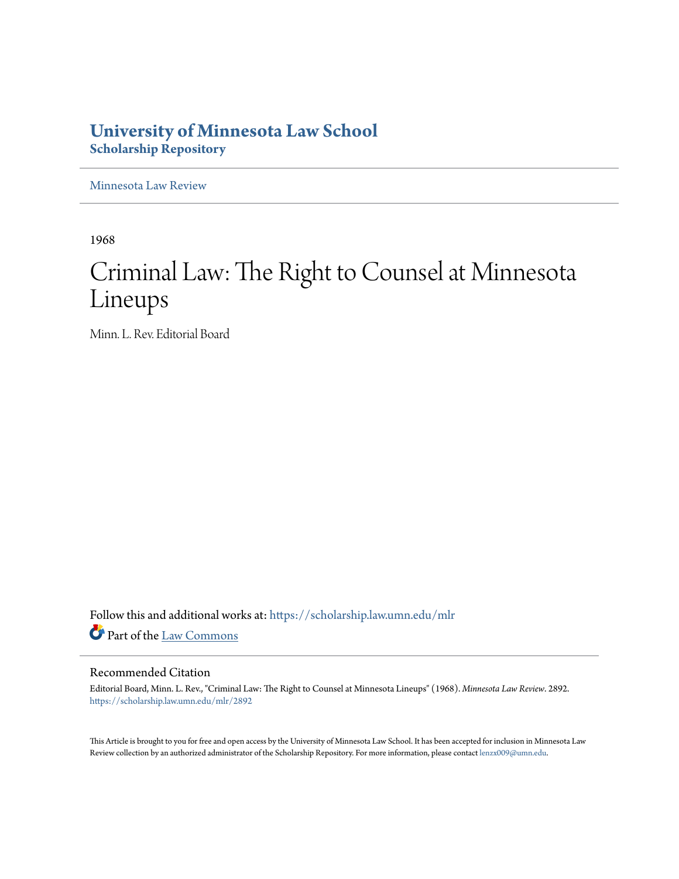# University of Minnesota Law School
## Scholarship Repository

Minnesota Law Review

---

1968

# Criminal Law: The Right to Counsel at Minnesota Lineups

Minn. L. Rev. Editorial Board

Follow this and additional works at: https://scholarship.law.umn.edu/mlr

Part of the Law Commons

---

### Recommended Citation

Editorial Board, Minn. L. Rev., "Criminal Law: The Right to Counsel at Minnesota Lineups" (1968). *Minnesota Law Review*. 2892.
https://scholarship.law.umn.edu/mlr/2892

This Article is brought to you for free and open access by the University of Minnesota Law School. It has been accepted for inclusion in Minnesota Law Review collection by an authorized administrator of the Scholarship Repository. For more information, please contact lenzx009@umn.edu.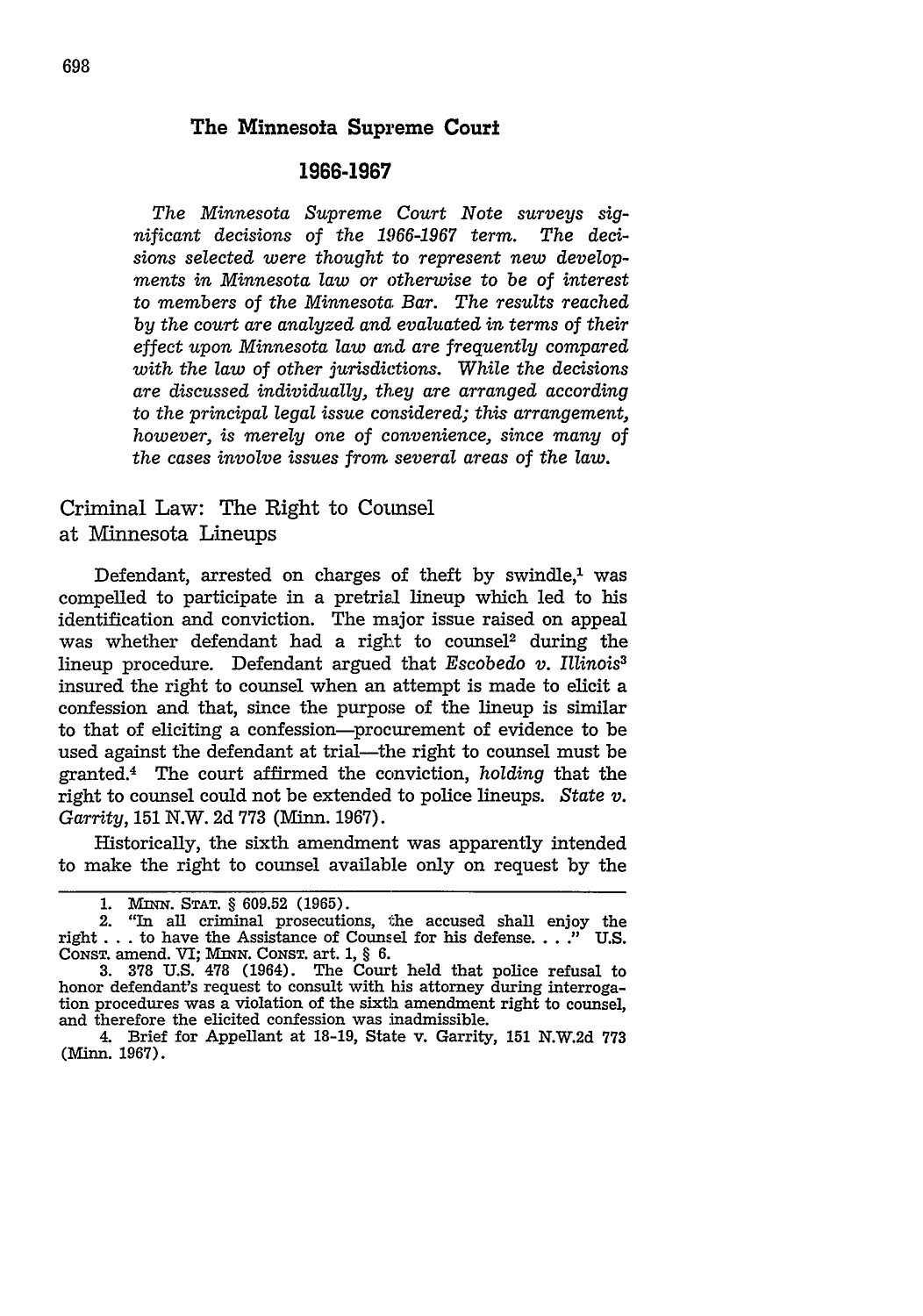## The Minnesota Supreme Court

## 1966-1967

*The Minnesota Supreme Court Note surveys significant decisions of the 1966-1967 term. The decisions selected were thought to represent new developments in Minnesota law or otherwise to be of interest to members of the Minnesota Bar. The results reached by the court are analyzed and evaluated in terms of their effect upon Minnesota law and are frequently compared with the law of other jurisdictions. While the decisions are discussed individually, they are arranged according to the principal legal issue considered; this arrangement, however, is merely one of convenience, since many of the cases involve issues from several areas of the law.*

### Criminal Law: The Right to Counsel at Minnesota Lineups

Defendant, arrested on charges of theft by swindle,[1] was compelled to participate in a pretrial lineup which led to his identification and conviction. The major issue raised on appeal was whether defendant had a right to counsel[2] during the lineup procedure. Defendant argued that *Escobedo v. Illinois*[3] insured the right to counsel when an attempt is made to elicit a confession and that, since the purpose of the lineup is similar to that of eliciting a confession—procurement of evidence to be used against the defendant at trial—the right to counsel must be granted.[4] The court affirmed the conviction, *holding* that the right to counsel could not be extended to police lineups. *State v. Garrity*, 151 N.W. 2d 773 (Minn. 1967).

Historically, the sixth amendment was apparently intended to make the right to counsel available only on request by the

1. MINN. STAT. § 609.52 (1965).

2. "In all criminal prosecutions, the accused shall enjoy the right . . . to have the Assistance of Counsel for his defense. . . ." U.S. CONST. amend. VI; MINN. CONST. art. 1, § 6.

3. 378 U.S. 478 (1964). The Court held that police refusal to honor defendant's request to consult with his attorney during interrogation procedures was a violation of the sixth amendment right to counsel, and therefore the elicited confession was inadmissible.

4. Brief for Appellant at 18-19, State v. Garrity, 151 N.W.2d 773 (Minn. 1967).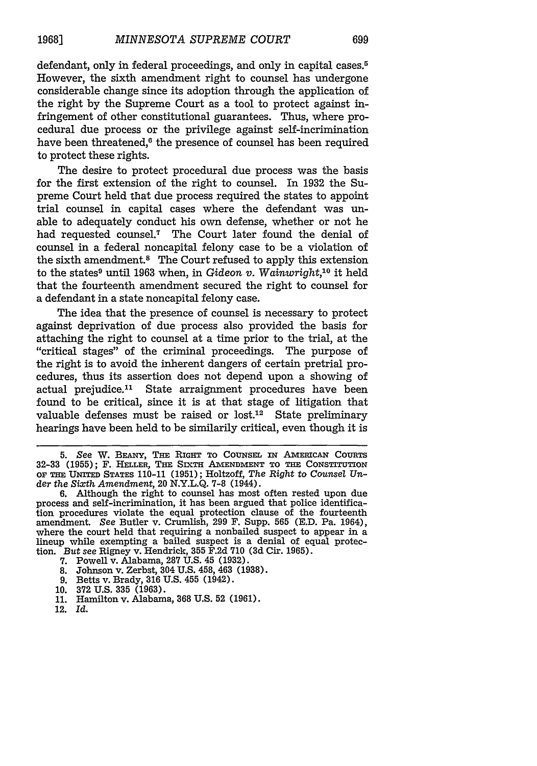defendant, only in federal proceedings, and only in capital cases.[5] However, the sixth amendment right to counsel has undergone considerable change since its adoption through the application of the right by the Supreme Court as a tool to protect against infringement of other constitutional guarantees. Thus, where procedural due process or the privilege against self-incrimination have been threatened,[6] the presence of counsel has been required to protect these rights.

The desire to protect procedural due process was the basis for the first extension of the right to counsel. In 1932 the Supreme Court held that due process required the states to appoint trial counsel in capital cases where the defendant was unable to adequately conduct his own defense, whether or not he had requested counsel.[7] The Court later found the denial of counsel in a federal noncapital felony case to be a violation of the sixth amendment.[8] The Court refused to apply this extension to the states[9] until 1963 when, in *Gideon v. Wainwright*,[10] it held that the fourteenth amendment secured the right to counsel for a defendant in a state noncapital felony case.

The idea that the presence of counsel is necessary to protect against deprivation of due process also provided the basis for attaching the right to counsel at a time prior to the trial, at the "critical stages" of the criminal proceedings. The purpose of the right is to avoid the inherent dangers of certain pretrial procedures, thus its assertion does not depend upon a showing of actual prejudice.[11] State arraignment procedures have been found to be critical, since it is at that stage of litigation that valuable defenses must be raised or lost.[12] State preliminary hearings have been held to be similarily critical, even though it is

---

5. *See* W. BEANY, THE RIGHT TO COUNSEL IN AMERICAN COURTS 32-33 (1955); F. HELLER, THE SIXTH AMENDMENT TO THE CONSTITUTION OF THE UNITED STATES 110-11 (1951); Holtzoff, *The Right to Counsel Under the Sixth Amendment*, 20 N.Y.L.Q. 7-8 (1944).

6. Although the right to counsel has most often rested upon due process and self-incrimination, it has been argued that police identification procedures violate the equal protection clause of the fourteenth amendment. *See* Butler v. Crumlish, 299 F. Supp. 565 (E.D. Pa. 1964), where the court held that requiring a nonbailed suspect to appear in a lineup while exempting a bailed suspect is a denial of equal protection. *But see* Rigney v. Hendrick, 355 F.2d 710 (3d Cir. 1965).

7. Powell v. Alabama, 287 U.S. 45 (1932).

8. Johnson v. Zerbst, 304 U.S. 458, 463 (1938).

9. Betts v. Brady, 316 U.S. 455 (1942).

10. 372 U.S. 335 (1963).

11. Hamilton v. Alabama, 368 U.S. 52 (1961).

12. *Id.*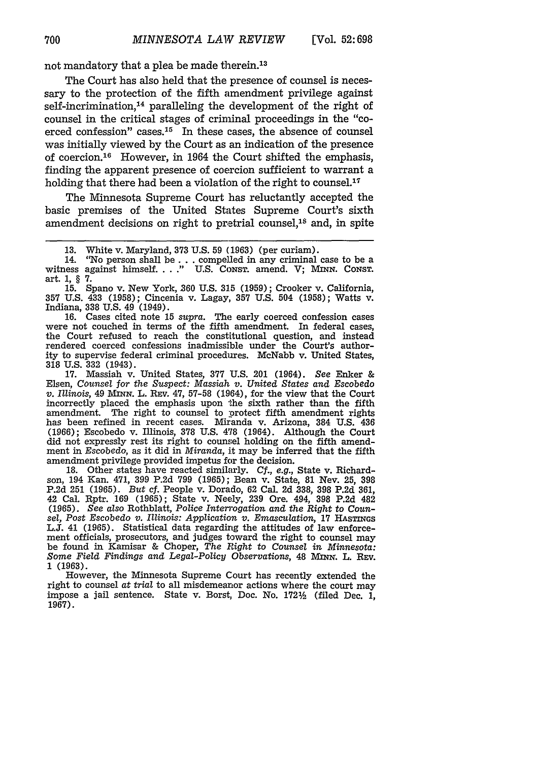not mandatory that a plea be made therein.[13]

The Court has also held that the presence of counsel is necessary to the protection of the fifth amendment privilege against self-incrimination,[14] paralleling the development of the right of counsel in the critical stages of criminal proceedings in the "coerced confession" cases.[15] In these cases, the absence of counsel was initially viewed by the Court as an indication of the presence of coercion.[16] However, in 1964 the Court shifted the emphasis, finding the apparent presence of coercion sufficient to warrant a holding that there had been a violation of the right to counsel.[17]

The Minnesota Supreme Court has reluctantly accepted the basic premises of the United States Supreme Court's sixth amendment decisions on right to pretrial counsel,[18] and, in spite

---

13. White v. Maryland, 373 U.S. 59 (1963) (per curiam).

14. "No person shall be . . . compelled in any criminal case to be a witness against himself. . . ." U.S. CONST. amend. V; MINN. CONST. art. 1, § 7.

15. Spano v. New York, 360 U.S. 315 (1959); Crooker v. California, 357 U.S. 433 (1958); Cincenia v. Lagay, 357 U.S. 504 (1958); Watts v. Indiana, 338 U.S. 49 (1949).

16. Cases cited note 15 *supra*. The early coerced confession cases were not couched in terms of the fifth amendment. In federal cases, the Court refused to reach the constitutional question, and instead rendered coerced confessions inadmissible under the Court's authority to supervise federal criminal procedures. McNabb v. United States, 318 U.S. 332 (1943).

17. Massiah v. United States, 377 U.S. 201 (1964). *See* Enker & Elsen, *Counsel for the Suspect: Massiah v. United States and Escobedo v. Illinois*, 49 MINN. L. REV. 47, 57-58 (1964), for the view that the Court incorrectly placed the emphasis upon the sixth rather than the fifth amendment. The right to counsel to protect fifth amendment rights has been refined in recent cases. Miranda v. Arizona, 384 U.S. 436 (1966); Escobedo v. Illinois, 378 U.S. 478 (1964). Although the Court did not expressly rest its right to counsel holding on the fifth amendment in *Escobedo*, as it did in *Miranda*, it may be inferred that the fifth amendment privilege provided impetus for the decision.

18. Other states have reacted similarly. *Cf., e.g.*, State v. Richardson, 194 Kan. 471, 399 P.2d 799 (1965); Bean v. State, 81 Nev. 25, 398 P.2d 251 (1965). *But cf.* People v. Dorado, 62 Cal. 2d 338, 398 P.2d 361, 42 Cal. Rptr. 169 (1965); State v. Neely, 239 Ore. 494, 398 P.2d 482 (1965). *See also* Rothblatt, *Police Interrogation and the Right to Counsel, Post Escobedo v. Illinois: Application v. Emasculation*, 17 HASTINGS L.J. 41 (1965). Statistical data regarding the attitudes of law enforcement officials, prosecutors, and judges toward the right to counsel may be found in Kamisar & Choper, *The Right to Counsel in Minnesota: Some Field Findings and Legal-Policy Observations*, 48 MINN. L. REV. 1 (1963).

However, the Minnesota Supreme Court has recently extended the right to counsel *at trial* to all misdemeanor actions where the court may impose a jail sentence. State v. Borst, Doc. No. 172½ (filed Dec. 1, 1967).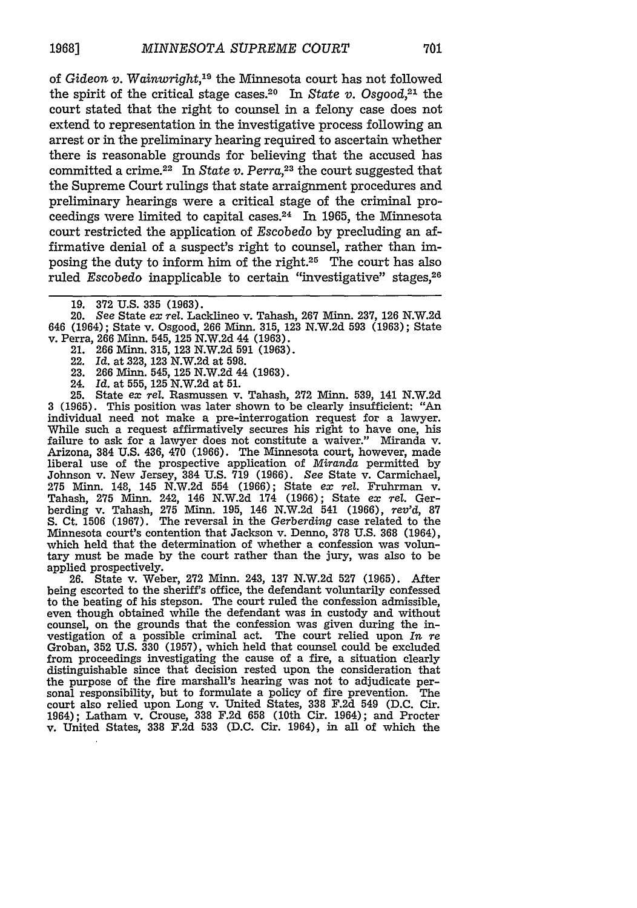of *Gideon v. Wainwright*,[19] the Minnesota court has not followed the spirit of the critical stage cases.[20] In *State v. Osgood*,[21] the court stated that the right to counsel in a felony case does not extend to representation in the investigative process following an arrest or in the preliminary hearing required to ascertain whether there is reasonable grounds for believing that the accused has committed a crime.[22] In *State v. Perra*,[23] the court suggested that the Supreme Court rulings that state arraignment procedures and preliminary hearings were a critical stage of the criminal proceedings were limited to capital cases.[24] In 1965, the Minnesota court restricted the application of *Escobedo* by precluding an affirmative denial of a suspect's right to counsel, rather than imposing the duty to inform him of the right.[25] The court has also ruled *Escobedo* inapplicable to certain "investigative" stages,[26]

---

19. 372 U.S. 335 (1963).

20. *See* State *ex rel.* Lacklineo v. Tahash, 267 Minn. 237, 126 N.W.2d 646 (1964); State v. Osgood, 266 Minn. 315, 123 N.W.2d 593 (1963); State v. Perra, 266 Minn. 545, 125 N.W.2d 44 (1963).

21. 266 Minn. 315, 123 N.W.2d 591 (1963).

22. *Id.* at 323, 123 N.W.2d at 598.

23. 266 Minn. 545, 125 N.W.2d 44 (1963).

24. *Id.* at 555, 125 N.W.2d at 51.

25. State *ex rel.* Rasmussen v. Tahash, 272 Minn. 539, 141 N.W.2d 3 (1965). This position was later shown to be clearly insufficient: "An individual need not make a pre-interrogation request for a lawyer. While such a request affirmatively secures his right to have one, his failure to ask for a lawyer does not constitute a waiver." Miranda v. Arizona, 384 U.S. 436, 470 (1966). The Minnesota court, however, made liberal use of the prospective application of *Miranda* permitted by Johnson v. New Jersey, 384 U.S. 719 (1966). *See* State v. Carmichael, 275 Minn. 148, 145 N.W.2d 554 (1966); State *ex rel.* Fruhrman v. Tahash, 275 Minn. 242, 146 N.W.2d 174 (1966); State *ex rel.* Gerberding v. Tahash, 275 Minn. 195, 146 N.W.2d 541 (1966), *rev'd*, 87 S. Ct. 1506 (1967). The reversal in the *Gerberding* case related to the Minnesota court's contention that Jackson v. Denno, 378 U.S. 368 (1964), which held that the determination of whether a confession was voluntary must be made by the court rather than the jury, was also to be applied prospectively.

26. State v. Weber, 272 Minn. 243, 137 N.W.2d 527 (1965). After being escorted to the sheriff's office, the defendant voluntarily confessed to the beating of his stepson. The court ruled the confession admissible, even though obtained while the defendant was in custody and without counsel, on the grounds that the confession was given during the investigation of a possible criminal act. The court relied upon *In re* Groban, 352 U.S. 330 (1957), which held that counsel could be excluded from proceedings investigating the cause of a fire, a situation clearly distinguishable since that decision rested upon the consideration that the purpose of the fire marshall's hearing was not to adjudicate personal responsibility, but to formulate a policy of fire prevention. The court also relied upon Long v. United States, 338 F.2d 549 (D.C. Cir. 1964); Latham v. Crouse, 338 F.2d 658 (10th Cir. 1964); and Procter v. United States, 338 F.2d 533 (D.C. Cir. 1964), in all of which the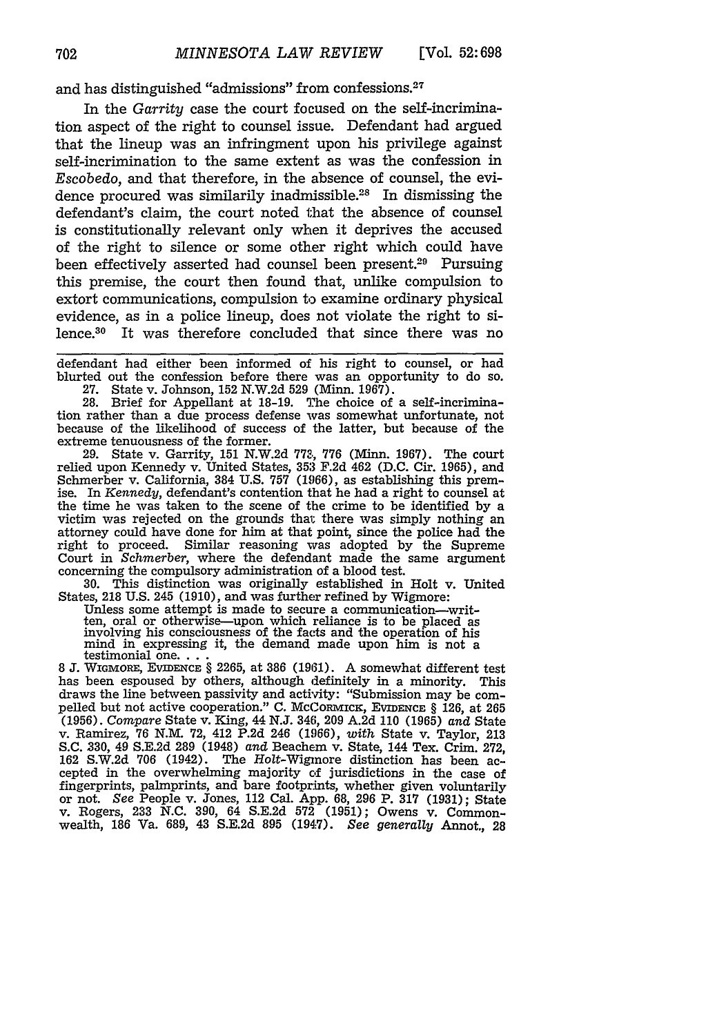and has distinguished "admissions" from confessions.[27]

In the *Garrity* case the court focused on the self-incrimination aspect of the right to counsel issue. Defendant had argued that the lineup was an infringment upon his privilege against self-incrimination to the same extent as was the confession in *Escobedo*, and that therefore, in the absence of counsel, the evidence procured was similarly inadmissible.[28] In dismissing the defendant's claim, the court noted that the absence of counsel is constitutionally relevant only when it deprives the accused of the right to silence or some other right which could have been effectively asserted had counsel been present.[29] Pursuing this premise, the court then found that, unlike compulsion to extort communications, compulsion to examine ordinary physical evidence, as in a police lineup, does not violate the right to silence.[30] It was therefore concluded that since there was no

---

defendant had either been informed of his right to counsel, or had blurted out the confession before there was an opportunity to do so.

27. State v. Johnson, 152 N.W.2d 529 (Minn. 1967).

28. Brief for Appellant at 18-19. The choice of a self-incrimination rather than a due process defense was somewhat unfortunate, not because of the likelihood of success of the latter, but because of the extreme tenuousness of the former.

29. State v. Garrity, 151 N.W.2d 773, 776 (Minn. 1967). The court relied upon Kennedy v. United States, 353 F.2d 462 (D.C. Cir. 1965), and Schmerber v. California, 384 U.S. 757 (1966), as establishing this premise. In *Kennedy*, defendant's contention that he had a right to counsel at the time he was taken to the scene of the crime to be identified by a victim was rejected on the grounds that there was simply nothing an attorney could have done for him at that point, since the police had the right to proceed. Similar reasoning was adopted by the Supreme Court in *Schmerber*, where the defendant made the same argument concerning the compulsory administration of a blood test.

30. This distinction was originally established in Holt v. United States, 218 U.S. 245 (1910), and was further refined by Wigmore:

> Unless some attempt is made to secure a communication—written, oral or otherwise—upon which reliance is to be placed as involving his consciousness of the facts and the operation of his mind in expressing it, the demand made upon him is not a testimonial one. . . .

8 J. WIGMORE, EVIDENCE § 2265, at 386 (1961). A somewhat different test has been espoused by others, although definitely in a minority. This draws the line between passivity and activity: "Submission may be compelled but not active cooperation." C. MCCORMICK, EVIDENCE § 126, at 265 (1956). *Compare* State v. King, 44 N.J. 346, 209 A.2d 110 (1965) *and* State v. Ramirez, 76 N.M. 72, 412 P.2d 246 (1966), *with* State v. Taylor, 213 S.C. 330, 49 S.E.2d 289 (1948) *and* Beachem v. State, 144 Tex. Crim. 272, 162 S.W.2d 706 (1942). The *Holt*-Wigmore distinction has been accepted in the overwhelming majority of jurisdictions in the case of fingerprints, palmprints, and bare footprints, whether given voluntarily or not. *See* People v. Jones, 112 Cal. App. 68, 296 P. 317 (1931); State v. Rogers, 233 N.C. 390, 64 S.E.2d 572 (1951); Owens v. Commonwealth, 186 Va. 689, 43 S.E.2d 895 (1947). *See generally* Annot., 28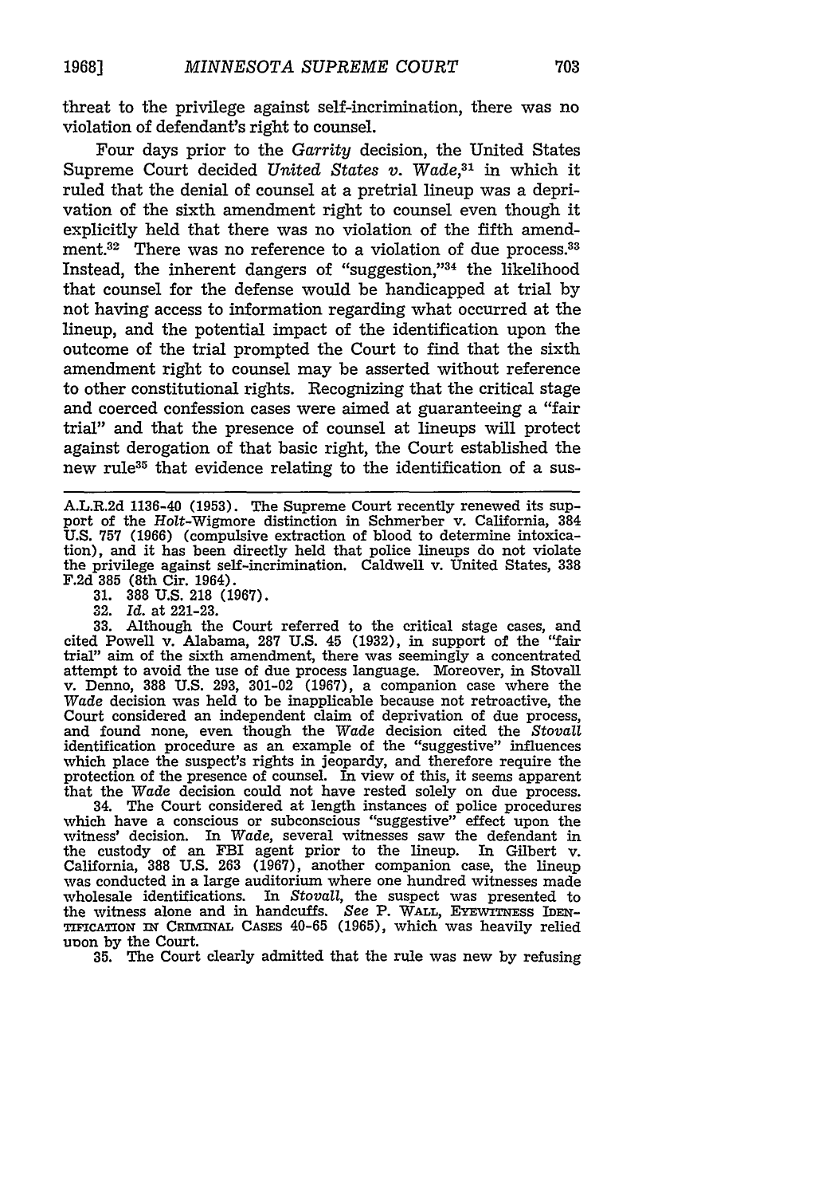threat to the privilege against self-incrimination, there was no violation of defendant's right to counsel.

Four days prior to the *Garrity* decision, the United States Supreme Court decided *United States v. Wade*,[31] in which it ruled that the denial of counsel at a pretrial lineup was a deprivation of the sixth amendment right to counsel even though it explicitly held that there was no violation of the fifth amendment.[32] There was no reference to a violation of due process.[33] Instead, the inherent dangers of "suggestion,"[34] the likelihood that counsel for the defense would be handicapped at trial by not having access to information regarding what occurred at the lineup, and the potential impact of the identification upon the outcome of the trial prompted the Court to find that the sixth amendment right to counsel may be asserted without reference to other constitutional rights. Recognizing that the critical stage and coerced confession cases were aimed at guaranteeing a "fair trial" and that the presence of counsel at lineups will protect against derogation of that basic right, the Court established the new rule[35] that evidence relating to the identification of a sus-

---

A.L.R.2d 1136-40 (1953). The Supreme Court recently renewed its support of the *Holt*-Wigmore distinction in Schmerber v. California, 384 U.S. 757 (1966) (compulsive extraction of blood to determine intoxication), and it has been directly held that police lineups do not violate the privilege against self-incrimination. Caldwell v. United States, 338 F.2d 385 (8th Cir. 1964).

31. 388 U.S. 218 (1967).

32. *Id.* at 221-23.

33. Although the Court referred to the critical stage cases, and cited Powell v. Alabama, 287 U.S. 45 (1932), in support of the "fair trial" aim of the sixth amendment, there was seemingly a concentrated attempt to avoid the use of due process language. Moreover, in Stovall v. Denno, 388 U.S. 293, 301-02 (1967), a companion case where the *Wade* decision was held to be inapplicable because not retroactive, the Court considered an independent claim of deprivation of due process, and found none, even though the *Wade* decision cited the *Stovall* identification procedure as an example of the "suggestive" influences which place the suspect's rights in jeopardy, and therefore require the protection of the presence of counsel. In view of this, it seems apparent that the *Wade* decision could not have rested solely on due process.

34. The Court considered at length instances of police procedures which have a conscious or subconscious "suggestive" effect upon the witness' decision. In *Wade*, several witnesses saw the defendant in the custody of an FBI agent prior to the lineup. In Gilbert v. California, 388 U.S. 263 (1967), another companion case, the lineup was conducted in a large auditorium where one hundred witnesses made wholesale identifications. In *Stovall*, the suspect was presented to the witness alone and in handcuffs. *See* P. WALL, EYEWITNESS IDENTIFICATION IN CRIMINAL CASES 40-65 (1965), which was heavily relied upon by the Court.

35. The Court clearly admitted that the rule was new by refusing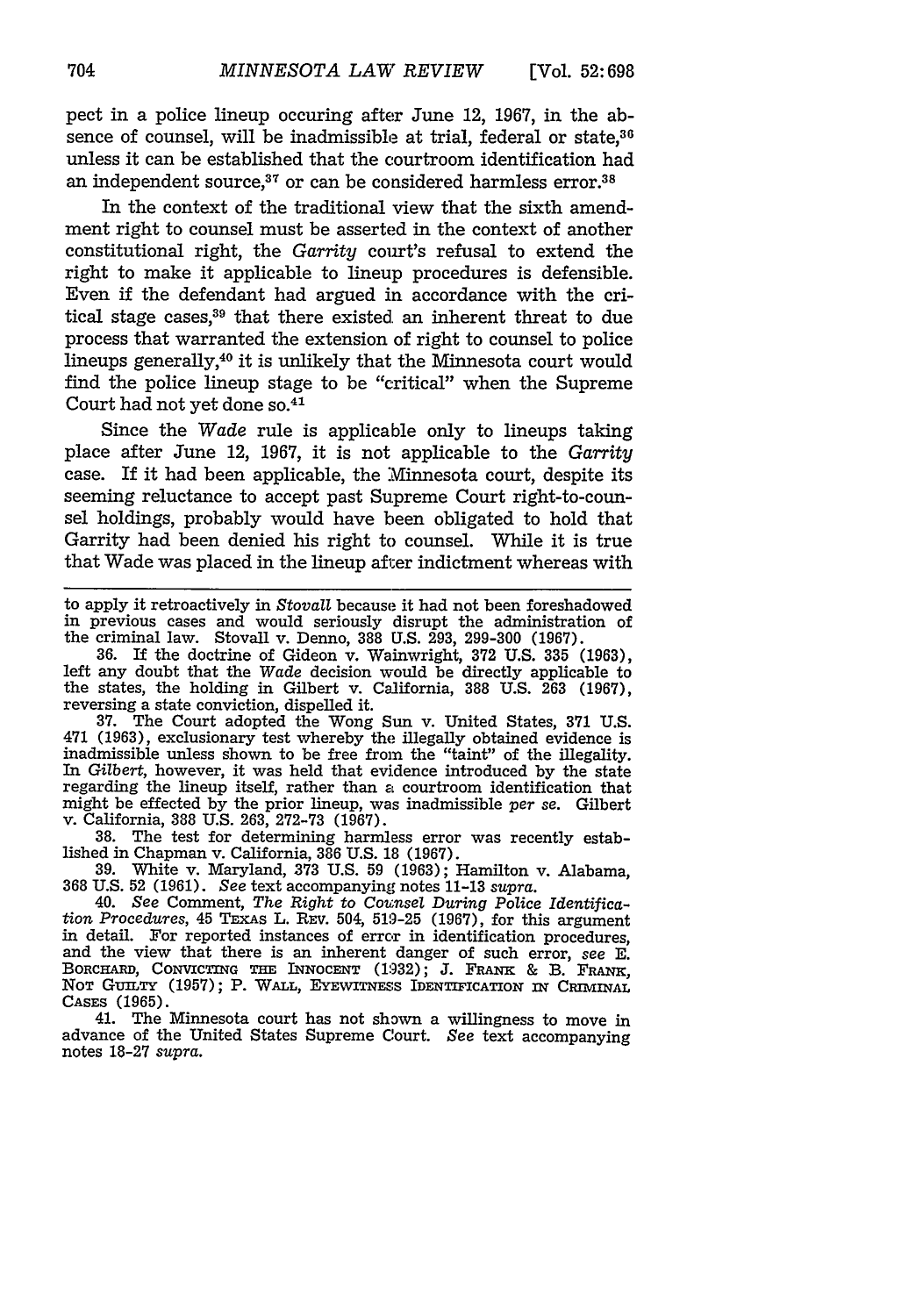pect in a police lineup occuring after June 12, 1967, in the absence of counsel, will be inadmissible at trial, federal or state,[36] unless it can be established that the courtroom identification had an independent source,[37] or can be considered harmless error.[38]

In the context of the traditional view that the sixth amendment right to counsel must be asserted in the context of another constitutional right, the *Garrity* court's refusal to extend the right to make it applicable to lineup procedures is defensible. Even if the defendant had argued in accordance with the critical stage cases,[39] that there existed an inherent threat to due process that warranted the extension of right to counsel to police lineups generally,[40] it is unlikely that the Minnesota court would find the police lineup stage to be "critical" when the Supreme Court had not yet done so.[41]

Since the *Wade* rule is applicable only to lineups taking place after June 12, 1967, it is not applicable to the *Garrity* case. If it had been applicable, the Minnesota court, despite its seeming reluctance to accept past Supreme Court right-to-counsel holdings, probably would have been obligated to hold that Garrity had been denied his right to counsel. While it is true that Wade was placed in the lineup after indictment whereas with

---

to apply it retroactively in *Stovall* because it had not been foreshadowed in previous cases and would seriously disrupt the administration of the criminal law. Stovall v. Denno, 388 U.S. 293, 299-300 (1967).

36. If the doctrine of Gideon v. Wainwright, 372 U.S. 335 (1963), left any doubt that the *Wade* decision would be directly applicable to the states, the holding in Gilbert v. California, 388 U.S. 263 (1967), reversing a state conviction, dispelled it.

37. The Court adopted the Wong Sun v. United States, 371 U.S. 471 (1963), exclusionary test whereby the illegally obtained evidence is inadmissible unless shown to be free from the "taint" of the illegality. In *Gilbert*, however, it was held that evidence introduced by the state regarding the lineup itself, rather than a courtroom identification that might be effected by the prior lineup, was inadmissible *per se*. Gilbert v. California, 388 U.S. 263, 272-73 (1967).

38. The test for determining harmless error was recently established in Chapman v. California, 386 U.S. 18 (1967).

39. White v. Maryland, 373 U.S. 59 (1963); Hamilton v. Alabama, 368 U.S. 52 (1961). *See* text accompanying notes 11-13 *supra*.

40. *See* Comment, *The Right to Counsel During Police Identification Procedures*, 45 TEXAS L. REV. 504, 519-25 (1967), for this argument in detail. For reported instances of error in identification procedures, and the view that there is an inherent danger of such error, *see* E. BORCHARD, CONVICTING THE INNOCENT (1932); J. FRANK & B. FRANK, NOT GUILTY (1957); P. WALL, EYEWITNESS IDENTIFICATION IN CRIMINAL CASES (1965).

41. The Minnesota court has not shown a willingness to move in advance of the United States Supreme Court. *See* text accompanying notes 18-27 *supra*.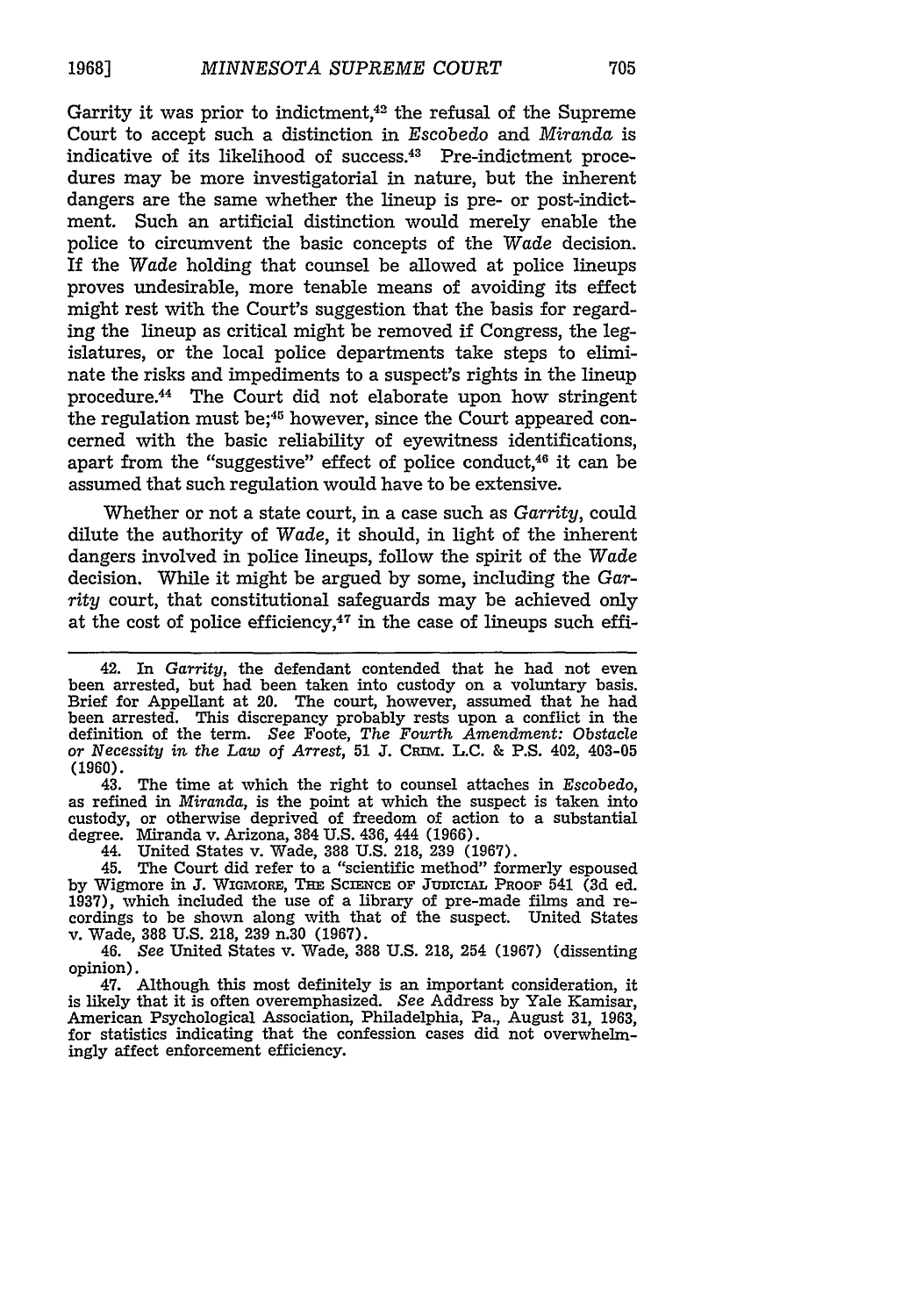Garrity it was prior to indictment,[42] the refusal of the Supreme Court to accept such a distinction in *Escobedo* and *Miranda* is indicative of its likelihood of success.[43] Pre-indictment procedures may be more investigatorial in nature, but the inherent dangers are the same whether the lineup is pre- or post-indictment. Such an artificial distinction would merely enable the police to circumvent the basic concepts of the *Wade* decision. If the *Wade* holding that counsel be allowed at police lineups proves undesirable, more tenable means of avoiding its effect might rest with the Court's suggestion that the basis for regarding the lineup as critical might be removed if Congress, the legislatures, or the local police departments take steps to eliminate the risks and impediments to a suspect's rights in the lineup procedure.[44] The Court did not elaborate upon how stringent the regulation must be;[45] however, since the Court appeared concerned with the basic reliability of eyewitness identifications, apart from the "suggestive" effect of police conduct,[46] it can be assumed that such regulation would have to be extensive.

Whether or not a state court, in a case such as *Garrity*, could dilute the authority of *Wade*, it should, in light of the inherent dangers involved in police lineups, follow the spirit of the *Wade* decision. While it might be argued by some, including the *Garrity* court, that constitutional safeguards may be achieved only at the cost of police efficiency,[47] in the case of lineups such effi-

---

42. In *Garrity*, the defendant contended that he had not even been arrested, but had been taken into custody on a voluntary basis. Brief for Appellant at 20. The court, however, assumed that he had been arrested. This discrepancy probably rests upon a conflict in the definition of the term. *See* Foote, *The Fourth Amendment: Obstacle or Necessity in the Law of Arrest*, 51 J. CRIM. L.C. & P.S. 402, 403-05 (1960).

43. The time at which the right to counsel attaches in *Escobedo*, as refined in *Miranda*, is the point at which the suspect is taken into custody, or otherwise deprived of freedom of action to a substantial degree. Miranda v. Arizona, 384 U.S. 436, 444 (1966).

44. United States v. Wade, 388 U.S. 218, 239 (1967).

45. The Court did refer to a "scientific method" formerly espoused by Wigmore in J. WIGMORE, THE SCIENCE OF JUDICIAL PROOF 541 (3d ed. 1937), which included the use of a library of pre-made films and recordings to be shown along with that of the suspect. United States v. Wade, 388 U.S. 218, 239 n.30 (1967).

46. *See* United States v. Wade, 388 U.S. 218, 254 (1967) (dissenting opinion).

47. Although this most definitely is an important consideration, it is likely that it is often overemphasized. *See* Address by Yale Kamisar, American Psychological Association, Philadelphia, Pa., August 31, 1963, for statistics indicating that the confession cases did not overwhelmingly affect enforcement efficiency.